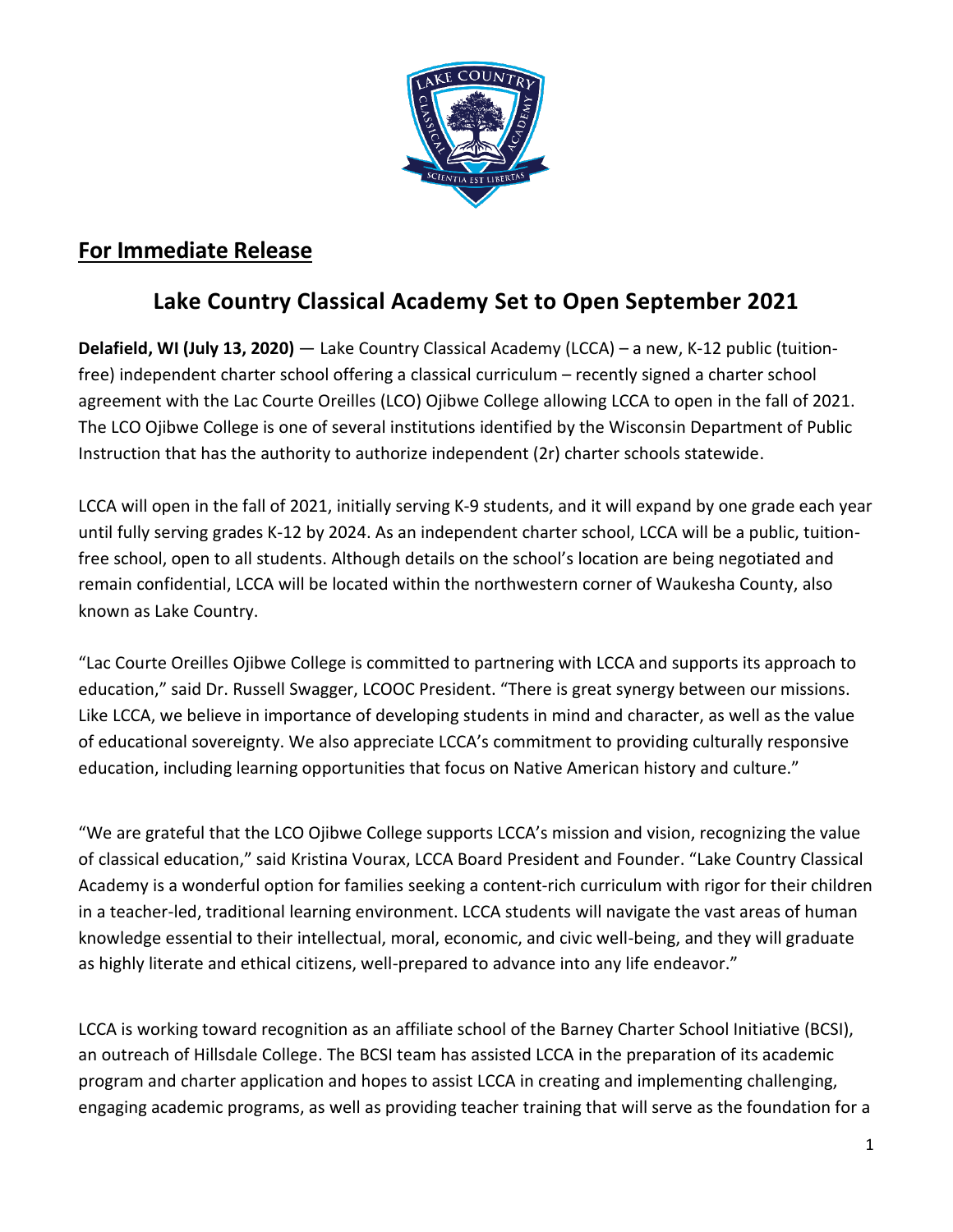## For Immediate Release

# Lake Country Classical Academy Set to Open September 2021

**Delafield, WI (July 13, 2020)** — Lake Country Classical Academy (LCCA) – a new, K-12 public (tuition-free) independent charter school offering a classical curriculum – recently signed a charter school agreement with the Lac Courte Oreilles (LCO) Ojibwe College allowing LCCA to open in the fall of 2021. The LCO Ojibwe College is one of several institutions identified by the Wisconsin Department of Public Instruction that has the authority to authorize independent (2r) charter schools statewide.

LCCA will open in the fall of 2021, initially serving K-9 students, and it will expand by one grade each year until fully serving grades K-12 by 2024. As an independent charter school, LCCA will be a public, tuition-free school, open to all students. Although details on the school's location are being negotiated and remain confidential, LCCA will be located within the northwestern corner of Waukesha County, also known as Lake Country.

"Lac Courte Oreilles Ojibwe College is committed to partnering with LCCA and supports its approach to education," said Dr. Russell Swagger, LCOOC President. "There is great synergy between our missions. Like LCCA, we believe in importance of developing students in mind and character, as well as the value of educational sovereignty. We also appreciate LCCA's commitment to providing culturally responsive education, including learning opportunities that focus on Native American history and culture."

"We are grateful that the LCO Ojibwe College supports LCCA's mission and vision, recognizing the value of classical education," said Kristina Vourax, LCCA Board President and Founder. "Lake Country Classical Academy is a wonderful option for families seeking a content-rich curriculum with rigor for their children in a teacher-led, traditional learning environment. LCCA students will navigate the vast areas of human knowledge essential to their intellectual, moral, economic, and civic well-being, and they will graduate as highly literate and ethical citizens, well-prepared to advance into any life endeavor."

LCCA is working toward recognition as an affiliate school of the Barney Charter School Initiative (BCSI), an outreach of Hillsdale College. The BCSI team has assisted LCCA in the preparation of its academic program and charter application and hopes to assist LCCA in creating and implementing challenging, engaging academic programs, as well as providing teacher training that will serve as the foundation for a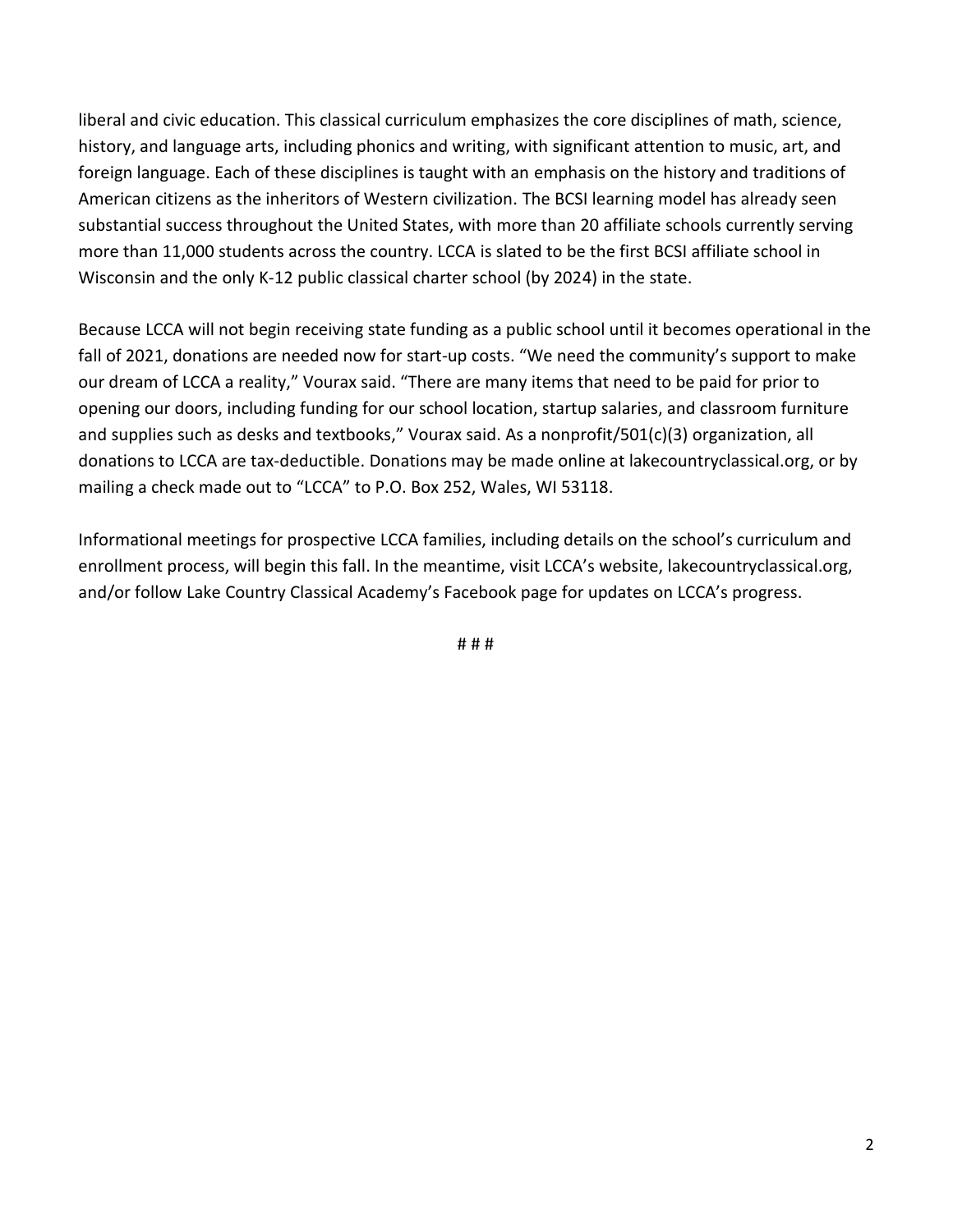liberal and civic education. This classical curriculum emphasizes the core disciplines of math, science, history, and language arts, including phonics and writing, with significant attention to music, art, and foreign language. Each of these disciplines is taught with an emphasis on the history and traditions of American citizens as the inheritors of Western civilization. The BCSI learning model has already seen substantial success throughout the United States, with more than 20 affiliate schools currently serving more than 11,000 students across the country. LCCA is slated to be the first BCSI affiliate school in Wisconsin and the only K-12 public classical charter school (by 2024) in the state.

Because LCCA will not begin receiving state funding as a public school until it becomes operational in the fall of 2021, donations are needed now for start-up costs. “We need the community’s support to make our dream of LCCA a reality,” Vourax said. “There are many items that need to be paid for prior to opening our doors, including funding for our school location, startup salaries, and classroom furniture and supplies such as desks and textbooks,” Vourax said. As a nonprofit/501(c)(3) organization, all donations to LCCA are tax-deductible. Donations may be made online at lakecountryclassical.org, or by mailing a check made out to “LCCA” to P.O. Box 252, Wales, WI 53118.

Informational meetings for prospective LCCA families, including details on the school’s curriculum and enrollment process, will begin this fall. In the meantime, visit LCCA’s website, lakecountryclassical.org, and/or follow Lake Country Classical Academy’s Facebook page for updates on LCCA’s progress.

# # #